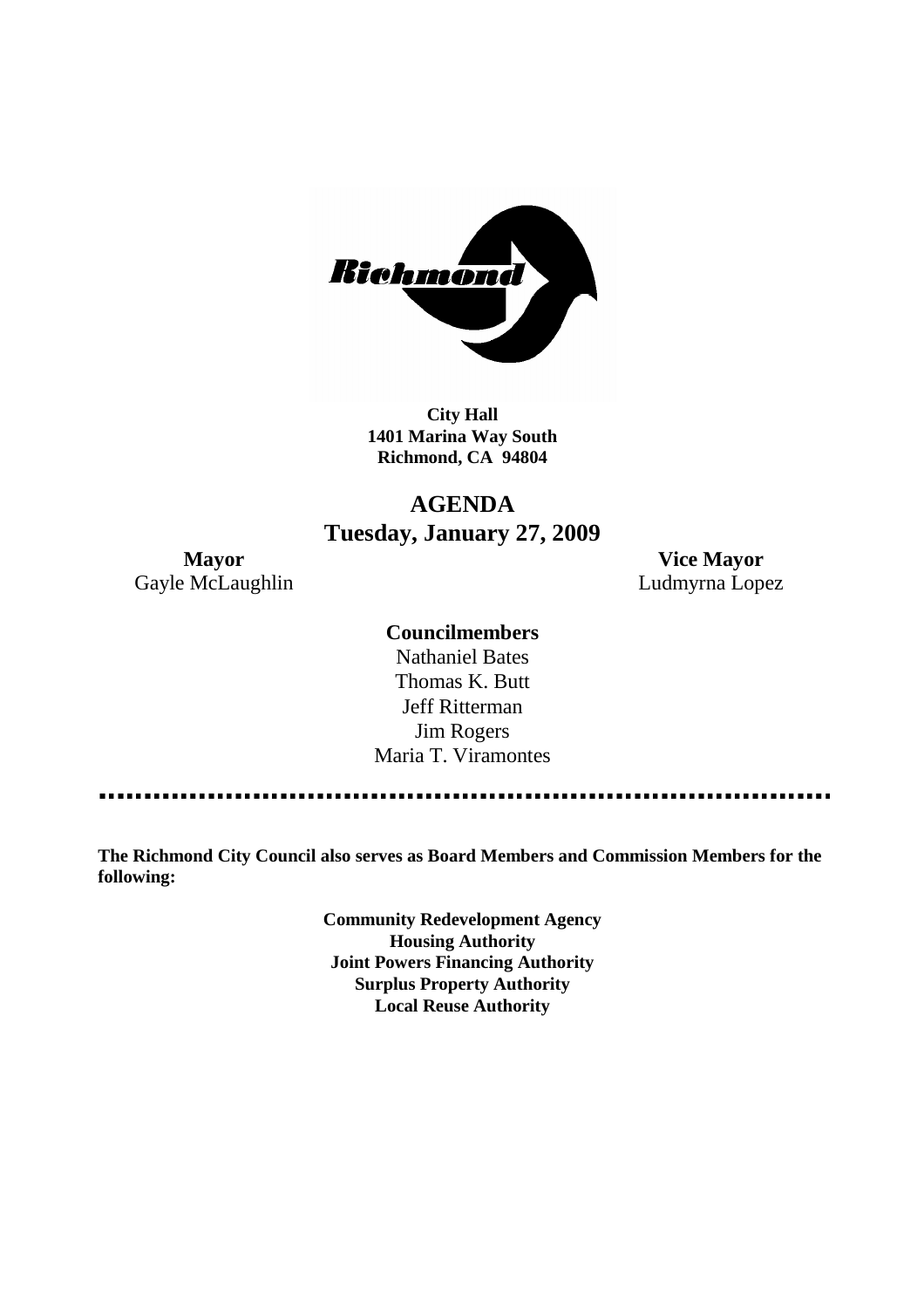**City Hall**
**1401 Marina Way South**
**Richmond, CA 94804**

# AGENDA
## Tuesday, January 27, 2009

**Mayor**
Gayle McLaughlin

**Vice Mayor**
Ludmyrna Lopez

**Councilmembers**
Nathaniel Bates
Thomas K. Butt
Jeff Ritterman
Jim Rogers
Maria T. Viramontes

---

**The Richmond City Council also serves as Board Members and Commission Members for the following:**

**Community Redevelopment Agency**
**Housing Authority**
**Joint Powers Financing Authority**
**Surplus Property Authority**
**Local Reuse Authority**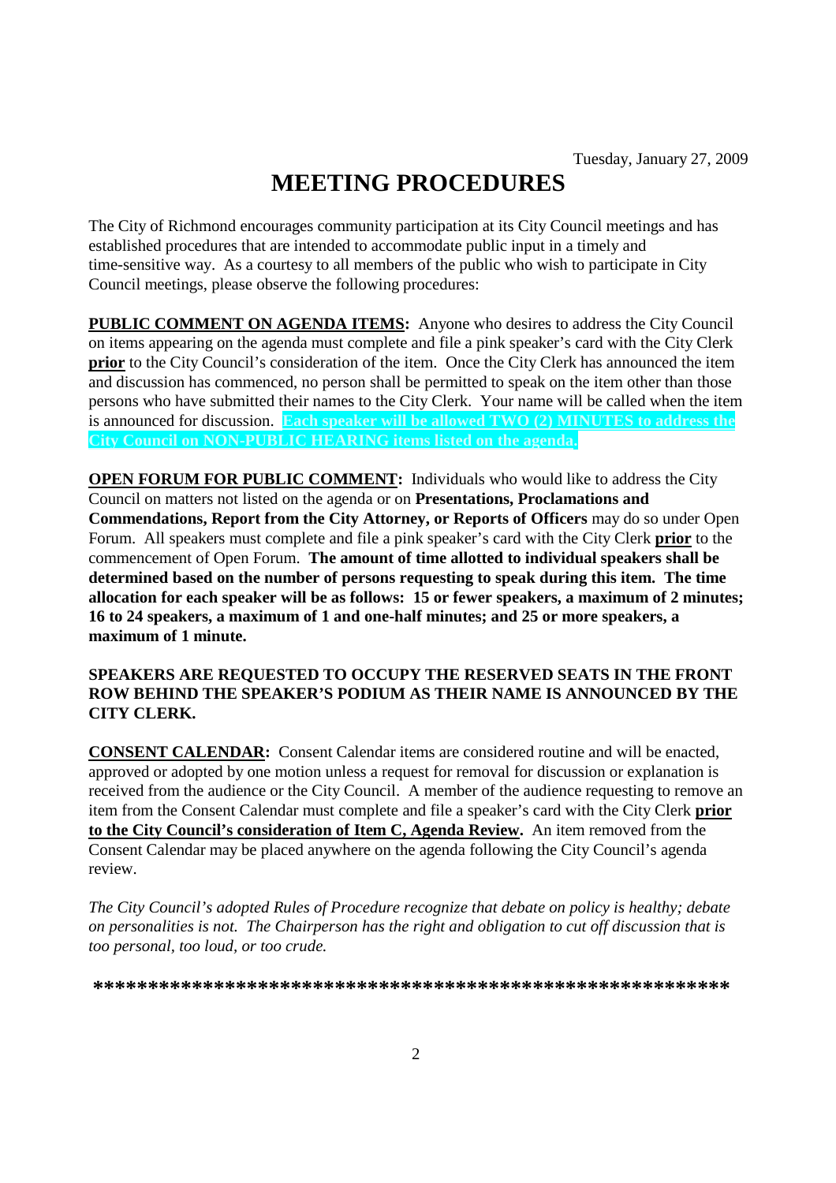Tuesday, January 27, 2009

# MEETING PROCEDURES

The City of Richmond encourages community participation at its City Council meetings and has established procedures that are intended to accommodate public input in a timely and time-sensitive way. As a courtesy to all members of the public who wish to participate in City Council meetings, please observe the following procedures:

**PUBLIC COMMENT ON AGENDA ITEMS:** Anyone who desires to address the City Council on items appearing on the agenda must complete and file a pink speaker's card with the City Clerk **prior** to the City Council's consideration of the item. Once the City Clerk has announced the item and discussion has commenced, no person shall be permitted to speak on the item other than those persons who have submitted their names to the City Clerk. Your name will be called when the item is announced for discussion. **Each speaker will be allowed TWO (2) MINUTES to address the City Council on NON-PUBLIC HEARING items listed on the agenda.**

**OPEN FORUM FOR PUBLIC COMMENT:** Individuals who would like to address the City Council on matters not listed on the agenda or on **Presentations, Proclamations and Commendations, Report from the City Attorney, or Reports of Officers** may do so under Open Forum. All speakers must complete and file a pink speaker's card with the City Clerk **prior** to the commencement of Open Forum. **The amount of time allotted to individual speakers shall be determined based on the number of persons requesting to speak during this item. The time allocation for each speaker will be as follows: 15 or fewer speakers, a maximum of 2 minutes; 16 to 24 speakers, a maximum of 1 and one-half minutes; and 25 or more speakers, a maximum of 1 minute.**

**SPEAKERS ARE REQUESTED TO OCCUPY THE RESERVED SEATS IN THE FRONT ROW BEHIND THE SPEAKER'S PODIUM AS THEIR NAME IS ANNOUNCED BY THE CITY CLERK.**

**CONSENT CALENDAR:** Consent Calendar items are considered routine and will be enacted, approved or adopted by one motion unless a request for removal for discussion or explanation is received from the audience or the City Council. A member of the audience requesting to remove an item from the Consent Calendar must complete and file a speaker's card with the City Clerk **prior to the City Council's consideration of Item C, Agenda Review.** An item removed from the Consent Calendar may be placed anywhere on the agenda following the City Council's agenda review.

*The City Council's adopted Rules of Procedure recognize that debate on policy is healthy; debate on personalities is not. The Chairperson has the right and obligation to cut off discussion that is too personal, too loud, or too crude.*

**\*\*\*\*\*\*\*\*\*\*\*\*\*\*\*\*\*\*\*\*\*\*\*\*\*\*\*\*\*\*\*\*\*\*\*\*\*\*\*\*\*\*\*\*\*\*\*\*\*\*\*\*\*\*\*\*\*\*\*\*\***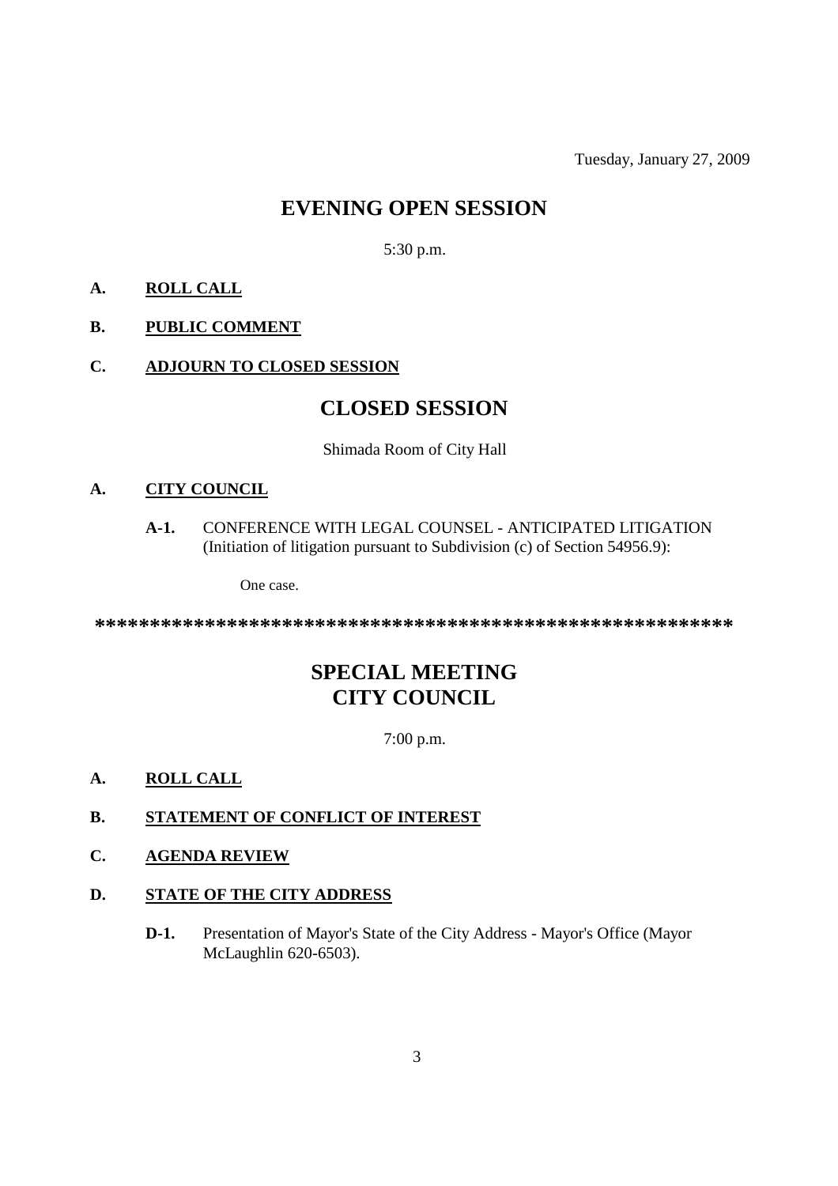Tuesday, January 27, 2009

# EVENING OPEN SESSION

5:30 p.m.

**A.** **ROLL CALL**

**B.** **PUBLIC COMMENT**

**C.** **ADJOURN TO CLOSED SESSION**

# CLOSED SESSION

Shimada Room of City Hall

**A.** **CITY COUNCIL**

**A-1.** CONFERENCE WITH LEGAL COUNSEL - ANTICIPATED LITIGATION (Initiation of litigation pursuant to Subdivision (c) of Section 54956.9):

One case.

**************************************************************

# SPECIAL MEETING
# CITY COUNCIL

7:00 p.m.

**A.** **ROLL CALL**

**B.** **STATEMENT OF CONFLICT OF INTEREST**

**C.** **AGENDA REVIEW**

**D.** **STATE OF THE CITY ADDRESS**

**D-1.** Presentation of Mayor's State of the City Address - Mayor's Office (Mayor McLaughlin 620-6503).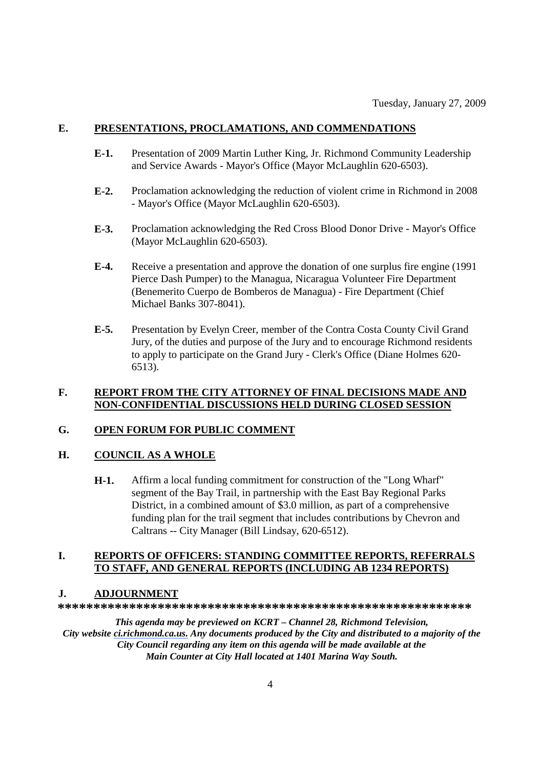Tuesday, January 27, 2009

## E. PRESENTATIONS, PROCLAMATIONS, AND COMMENDATIONS

**E-1.** Presentation of 2009 Martin Luther King, Jr. Richmond Community Leadership and Service Awards - Mayor's Office (Mayor McLaughlin 620-6503).

**E-2.** Proclamation acknowledging the reduction of violent crime in Richmond in 2008 - Mayor's Office (Mayor McLaughlin 620-6503).

**E-3.** Proclamation acknowledging the Red Cross Blood Donor Drive - Mayor's Office (Mayor McLaughlin 620-6503).

**E-4.** Receive a presentation and approve the donation of one surplus fire engine (1991 Pierce Dash Pumper) to the Managua, Nicaragua Volunteer Fire Department (Benemerito Cuerpo de Bomberos de Managua) - Fire Department (Chief Michael Banks 307-8041).

**E-5.** Presentation by Evelyn Creer, member of the Contra Costa County Civil Grand Jury, of the duties and purpose of the Jury and to encourage Richmond residents to apply to participate on the Grand Jury - Clerk's Office (Diane Holmes 620-6513).

## F. REPORT FROM THE CITY ATTORNEY OF FINAL DECISIONS MADE AND NON-CONFIDENTIAL DISCUSSIONS HELD DURING CLOSED SESSION

## G. OPEN FORUM FOR PUBLIC COMMENT

## H. COUNCIL AS A WHOLE

**H-1.** Affirm a local funding commitment for construction of the "Long Wharf" segment of the Bay Trail, in partnership with the East Bay Regional Parks District, in a combined amount of $3.0 million, as part of a comprehensive funding plan for the trail segment that includes contributions by Chevron and Caltrans -- City Manager (Bill Lindsay, 620-6512).

## I. REPORTS OF OFFICERS: STANDING COMMITTEE REPORTS, REFERRALS TO STAFF, AND GENERAL REPORTS (INCLUDING AB 1234 REPORTS)

## J. ADJOURNMENT

**************************************************************

***This agenda may be previewed on KCRT – Channel 28, Richmond Television, City website ci.richmond.ca.us. Any documents produced by the City and distributed to a majority of the City Council regarding any item on this agenda will be made available at the Main Counter at City Hall located at 1401 Marina Way South.***